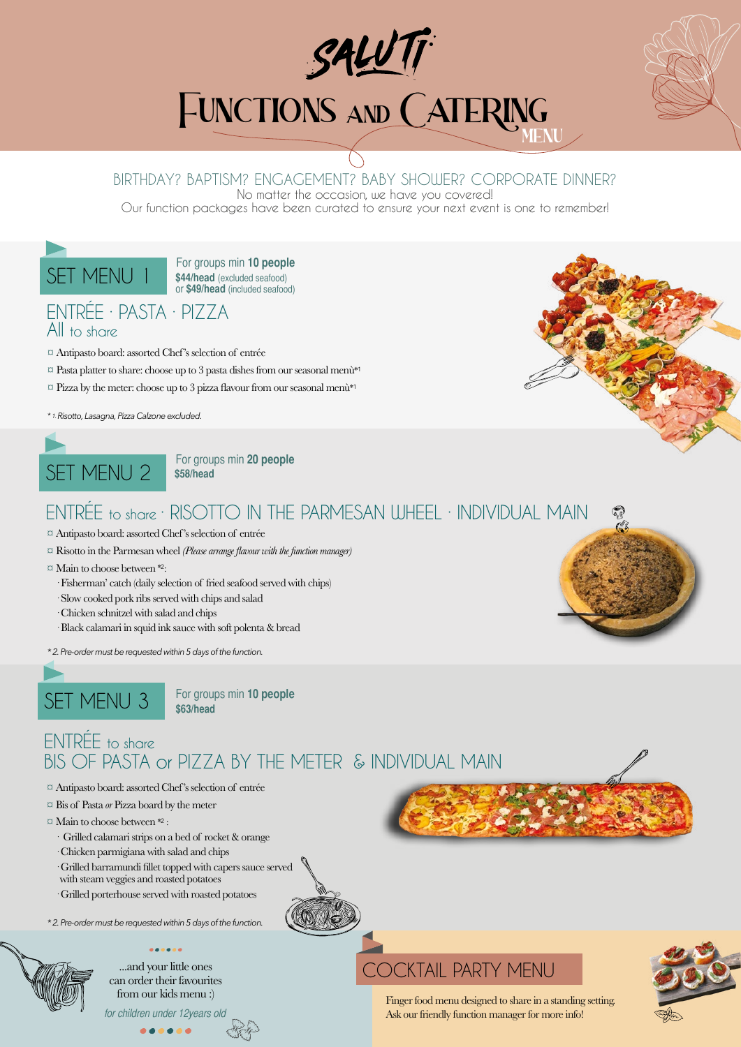# SALUTI

# Functions and Catering MENU

BIRTHDAY? BAPTISM? ENGAGEMENT? BABY SHOWER? CORPORATE DINNER?

No matter the occasion, we have you covered!

Our function packages have been curated to ensure your next event is one to remember!

## SET MENU 1

For groups min **10 people**
**$44/head** (excluded seafood)
or **$49/head** (included seafood)

### ENTRÉE · PASTA · PIZZA
All to share

- Antipasto board: assorted Chef's selection of entrée
- Pasta platter to share: choose up to 3 pasta dishes from our seasonal menù*1
- Pizza by the meter: choose up to 3 pizza flavour from our seasonal menù*1

*\* 1. Risotto, Lasagna, Pizza Calzone excluded.*

## SET MENU 2

For groups min **20 people**
**$58/head**

### ENTRÉE to share · RISOTTO IN THE PARMESAN WHEEL · INDIVIDUAL MAIN

- Antipasto board: assorted Chef's selection of entrée
- Risotto in the Parmesan wheel *(Please arrange flavour with the function manager)*
- Main to choose between *2:
  - Fisherman' catch (daily selection of fried seafood served with chips)
  - Slow cooked pork ribs served with chips and salad
  - Chicken schnitzel with salad and chips
  - Black calamari in squid ink sauce with soft polenta & bread

*\* 2. Pre-order must be requested within 5 days of the function.*

## SET MENU 3

For groups min **10 people**
**$63/head**

### ENTRÉE to share
### BIS OF PASTA or PIZZA BY THE METER & INDIVIDUAL MAIN

- Antipasto board: assorted Chef's selection of entrée
- Bis of Pasta *or* Pizza board by the meter
- Main to choose between *2 :
  - Grilled calamari strips on a bed of rocket & orange
  - Chicken parmigiana with salad and chips
  - Grilled barramundi fillet topped with capers sauce served with steam veggies and roasted potatoes
  - Grilled porterhouse served with roasted potatoes

*\* 2. Pre-order must be requested within 5 days of the function.*

...and your little ones can order their favourites from our kids menu :)

*for children under 12years old*

## COCKTAIL PARTY MENU

Finger food menu designed to share in a standing setting.
Ask our friendly function manager for more info!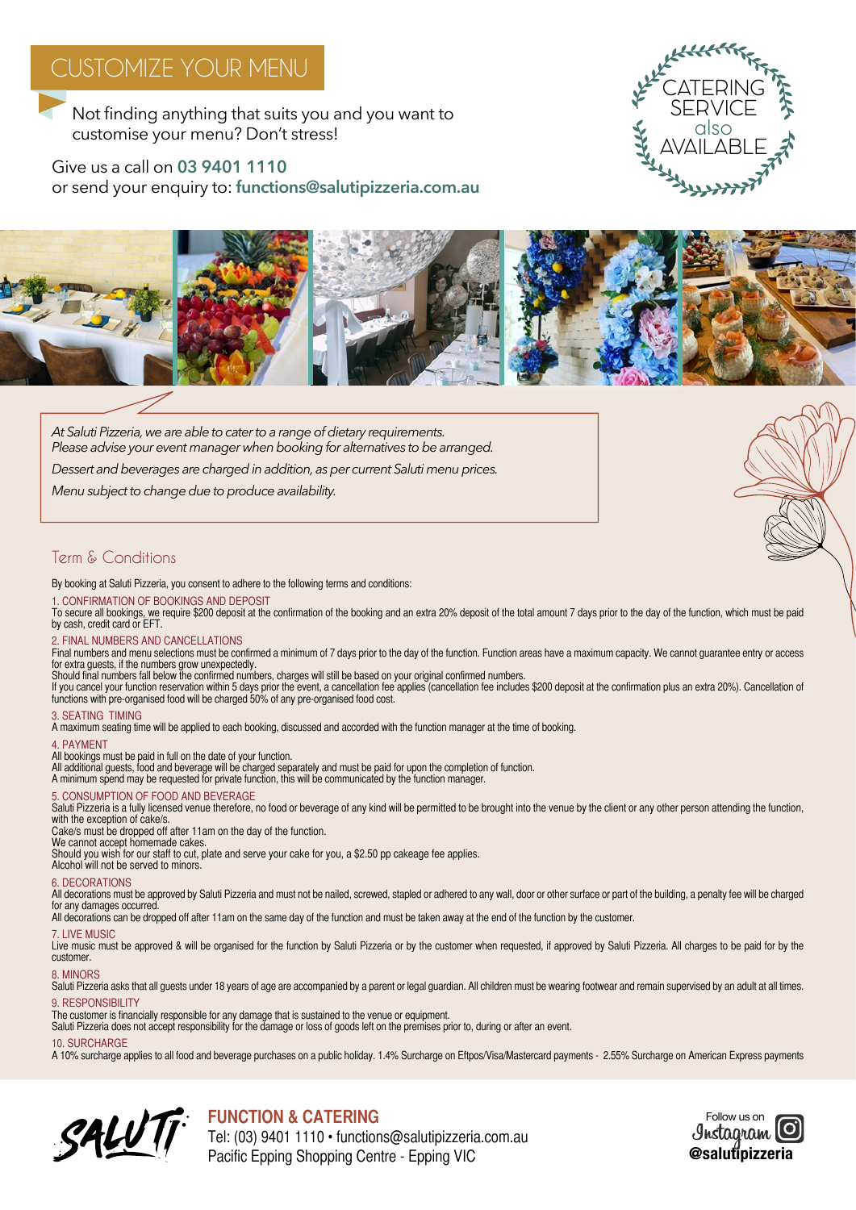## CUSTOMIZE YOUR MENU

Not finding anything that suits you and you want to customise your menu? Don't stress!

Give us a call on **03 9401 1110**
or send your enquiry to: **functions@salutipizzeria.com.au**

CATERING SERVICE also AVAILABLE

*At Saluti Pizzeria, we are able to cater to a range of dietary requirements.*
*Please advise your event manager when booking for alternatives to be arranged.*

*Dessert and beverages are charged in addition, as per current Saluti menu prices.*

*Menu subject to change due to produce availability.*

## Term & Conditions

By booking at Saluti Pizzeria, you consent to adhere to the following terms and conditions:

### 1. CONFIRMATION OF BOOKINGS AND DEPOSIT

To secure all bookings, we require $200 deposit at the confirmation of the booking and an extra 20% deposit of the total amount 7 days prior to the day of the function, which must be paid by cash, credit card or EFT.

### 2. FINAL NUMBERS AND CANCELLATIONS

Final numbers and menu selections must be confirmed a minimum of 7 days prior to the day of the function. Function areas have a maximum capacity. We cannot guarantee entry or access for extra guests, if the numbers grow unexpectedly.
Should final numbers fall below the confirmed numbers, charges will still be based on your original confirmed numbers.
If you cancel your function reservation within 5 days prior the event, a cancellation fee applies (cancellation fee includes $200 deposit at the confirmation plus an extra 20%). Cancellation of functions with pre-organised food will be charged 50% of any pre-organised food cost.

### 3. SEATING TIMING

A maximum seating time will be applied to each booking, discussed and accorded with the function manager at the time of booking.

### 4. PAYMENT

All bookings must be paid in full on the date of your function.
All additional guests, food and beverage will be charged separately and must be paid for upon the completion of function.
A minimum spend may be requested for private function, this will be communicated by the function manager.

### 5. CONSUMPTION OF FOOD AND BEVERAGE

Saluti Pizzeria is a fully licensed venue therefore, no food or beverage of any kind will be permitted to be brought into the venue by the client or any other person attending the function, with the exception of cake/s.
Cake/s must be dropped off after 11am on the day of the function.
We cannot accept homemade cakes.
Should you wish for our staff to cut, plate and serve your cake for you, a $2.50 pp cakeage fee applies.
Alcohol will not be served to minors.

### 6. DECORATIONS

All decorations must be approved by Saluti Pizzeria and must not be nailed, screwed, stapled or adhered to any wall, door or other surface or part of the building, a penalty fee will be charged for any damages occurred.
All decorations can be dropped off after 11am on the same day of the function and must be taken away at the end of the function by the customer.

### 7. LIVE MUSIC

Live music must be approved & will be organised for the function by Saluti Pizzeria or by the customer when requested, if approved by Saluti Pizzeria. All charges to be paid for by the customer.

### 8. MINORS

Saluti Pizzeria asks that all guests under 18 years of age are accompanied by a parent or legal guardian. All children must be wearing footwear and remain supervised by an adult at all times.

### 9. RESPONSIBILITY

The customer is financially responsible for any damage that is sustained to the venue or equipment.
Saluti Pizzeria does not accept responsibility for the damage or loss of goods left on the premises prior to, during or after an event.

### 10. SURCHARGE

A 10% surcharge applies to all food and beverage purchases on a public holiday. 1.4% Surcharge on Eftpos/Visa/Mastercard payments - 2.55% Surcharge on American Express payments

SALUTI

**FUNCTION & CATERING**
Tel: (03) 9401 1110 • functions@salutipizzeria.com.au
Pacific Epping Shopping Centre - Epping VIC

Follow us on Instagram **@salutipizzeria**